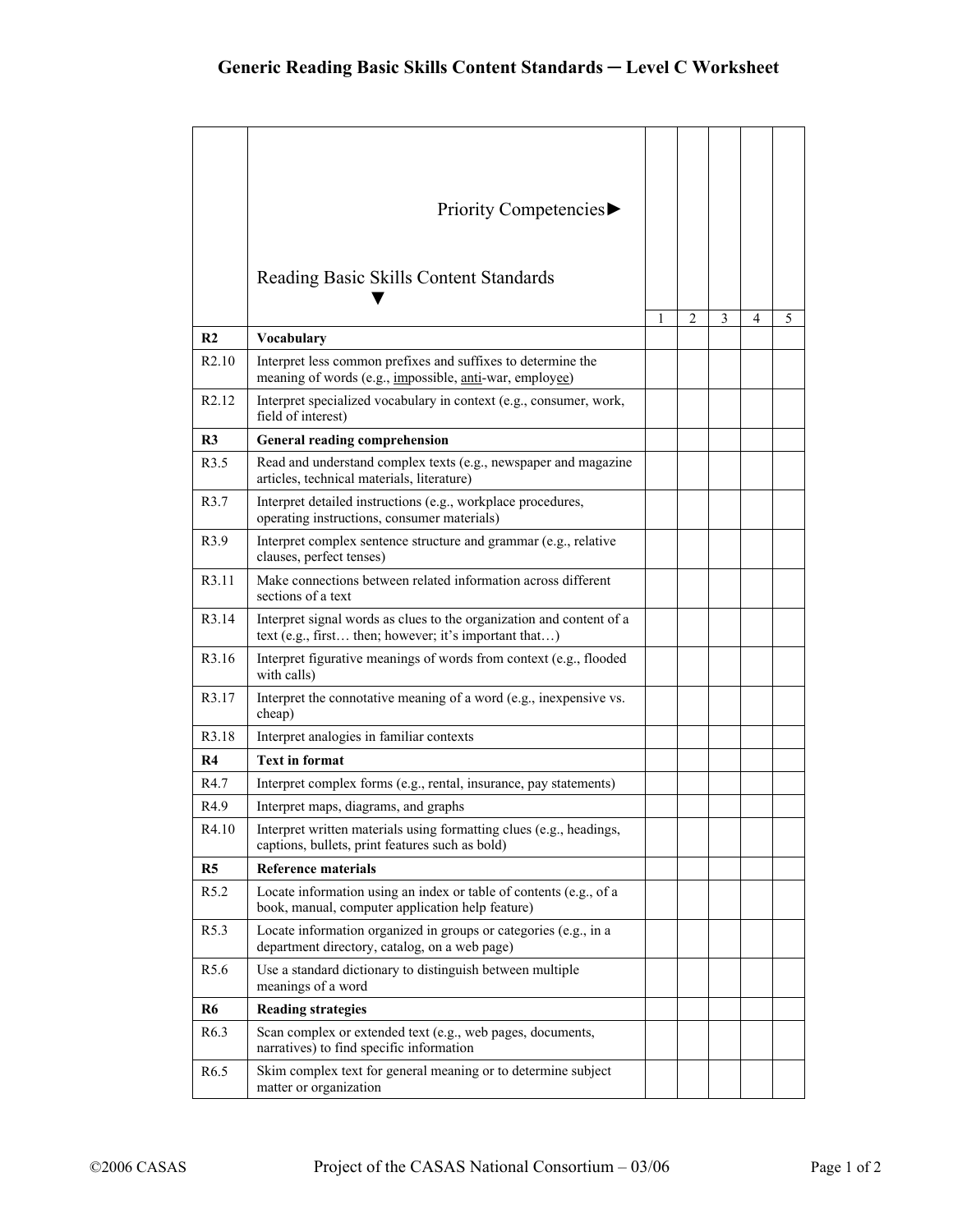# Generic Reading Basic Skills Content Standards ─ Level C Worksheet

| | Priority Competencies► <br><br> Reading Basic Skills Content Standards ▼ | 1 | 2 | 3 | 4 | 5 |
|---|---|---|---|---|---|---|
| **R2** | **Vocabulary** | | | | | |
| R2.10 | Interpret less common prefixes and suffixes to determine the meaning of words (e.g., <u>im</u>possible, <u>anti</u>-war, employ<u>ee</u>) | | | | | |
| R2.12 | Interpret specialized vocabulary in context (e.g., consumer, work, field of interest) | | | | | |
| **R3** | **General reading comprehension** | | | | | |
| R3.5 | Read and understand complex texts (e.g., newspaper and magazine articles, technical materials, literature) | | | | | |
| R3.7 | Interpret detailed instructions (e.g., workplace procedures, operating instructions, consumer materials) | | | | | |
| R3.9 | Interpret complex sentence structure and grammar (e.g., relative clauses, perfect tenses) | | | | | |
| R3.11 | Make connections between related information across different sections of a text | | | | | |
| R3.14 | Interpret signal words as clues to the organization and content of a text (e.g., first… then; however; it's important that…) | | | | | |
| R3.16 | Interpret figurative meanings of words from context (e.g., flooded with calls) | | | | | |
| R3.17 | Interpret the connotative meaning of a word (e.g., inexpensive vs. cheap) | | | | | |
| R3.18 | Interpret analogies in familiar contexts | | | | | |
| **R4** | **Text in format** | | | | | |
| R4.7 | Interpret complex forms (e.g., rental, insurance, pay statements) | | | | | |
| R4.9 | Interpret maps, diagrams, and graphs | | | | | |
| R4.10 | Interpret written materials using formatting clues (e.g., headings, captions, bullets, print features such as bold) | | | | | |
| **R5** | **Reference materials** | | | | | |
| R5.2 | Locate information using an index or table of contents (e.g., of a book, manual, computer application help feature) | | | | | |
| R5.3 | Locate information organized in groups or categories (e.g., in a department directory, catalog, on a web page) | | | | | |
| R5.6 | Use a standard dictionary to distinguish between multiple meanings of a word | | | | | |
| **R6** | **Reading strategies** | | | | | |
| R6.3 | Scan complex or extended text (e.g., web pages, documents, narratives) to find specific information | | | | | |
| R6.5 | Skim complex text for general meaning or to determine subject matter or organization | | | | | |

©2006 CASAS Project of the CASAS National Consortium – 03/06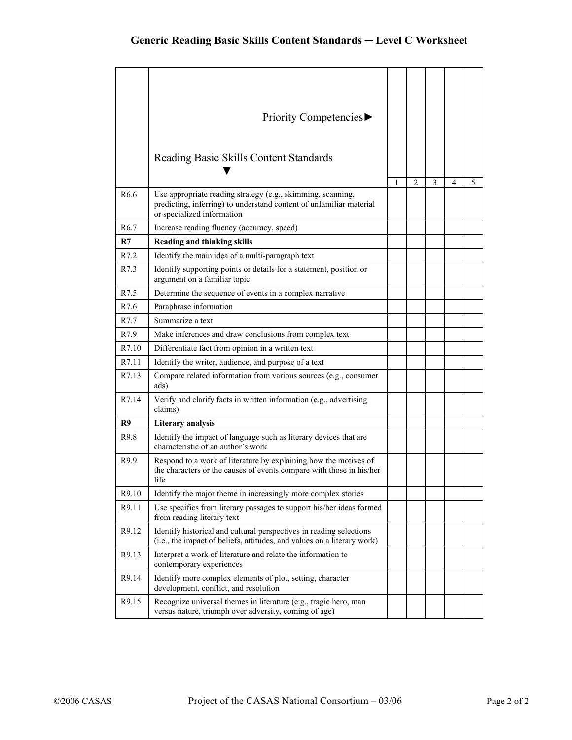# Generic Reading Basic Skills Content Standards ─ Level C Worksheet

| | Priority Competencies ► <br> Reading Basic Skills Content Standards ▼ | 1 | 2 | 3 | 4 | 5 |
|---|---|---|---|---|---|---|
| R6.6 | Use appropriate reading strategy (e.g., skimming, scanning, predicting, inferring) to understand content of unfamiliar material or specialized information | | | | | |
| R6.7 | Increase reading fluency (accuracy, speed) | | | | | |
| **R7** | **Reading and thinking skills** | | | | | |
| R7.2 | Identify the main idea of a multi-paragraph text | | | | | |
| R7.3 | Identify supporting points or details for a statement, position or argument on a familiar topic | | | | | |
| R7.5 | Determine the sequence of events in a complex narrative | | | | | |
| R7.6 | Paraphrase information | | | | | |
| R7.7 | Summarize a text | | | | | |
| R7.9 | Make inferences and draw conclusions from complex text | | | | | |
| R7.10 | Differentiate fact from opinion in a written text | | | | | |
| R7.11 | Identify the writer, audience, and purpose of a text | | | | | |
| R7.13 | Compare related information from various sources (e.g., consumer ads) | | | | | |
| R7.14 | Verify and clarify facts in written information (e.g., advertising claims) | | | | | |
| **R9** | **Literary analysis** | | | | | |
| R9.8 | Identify the impact of language such as literary devices that are characteristic of an author's work | | | | | |
| R9.9 | Respond to a work of literature by explaining how the motives of the characters or the causes of events compare with those in his/her life | | | | | |
| R9.10 | Identify the major theme in increasingly more complex stories | | | | | |
| R9.11 | Use specifics from literary passages to support his/her ideas formed from reading literary text | | | | | |
| R9.12 | Identify historical and cultural perspectives in reading selections (i.e., the impact of beliefs, attitudes, and values on a literary work) | | | | | |
| R9.13 | Interpret a work of literature and relate the information to contemporary experiences | | | | | |
| R9.14 | Identify more complex elements of plot, setting, character development, conflict, and resolution | | | | | |
| R9.15 | Recognize universal themes in literature (e.g., tragic hero, man versus nature, triumph over adversity, coming of age) | | | | | |

©2006 CASAS Project of the CASAS National Consortium – 03/06